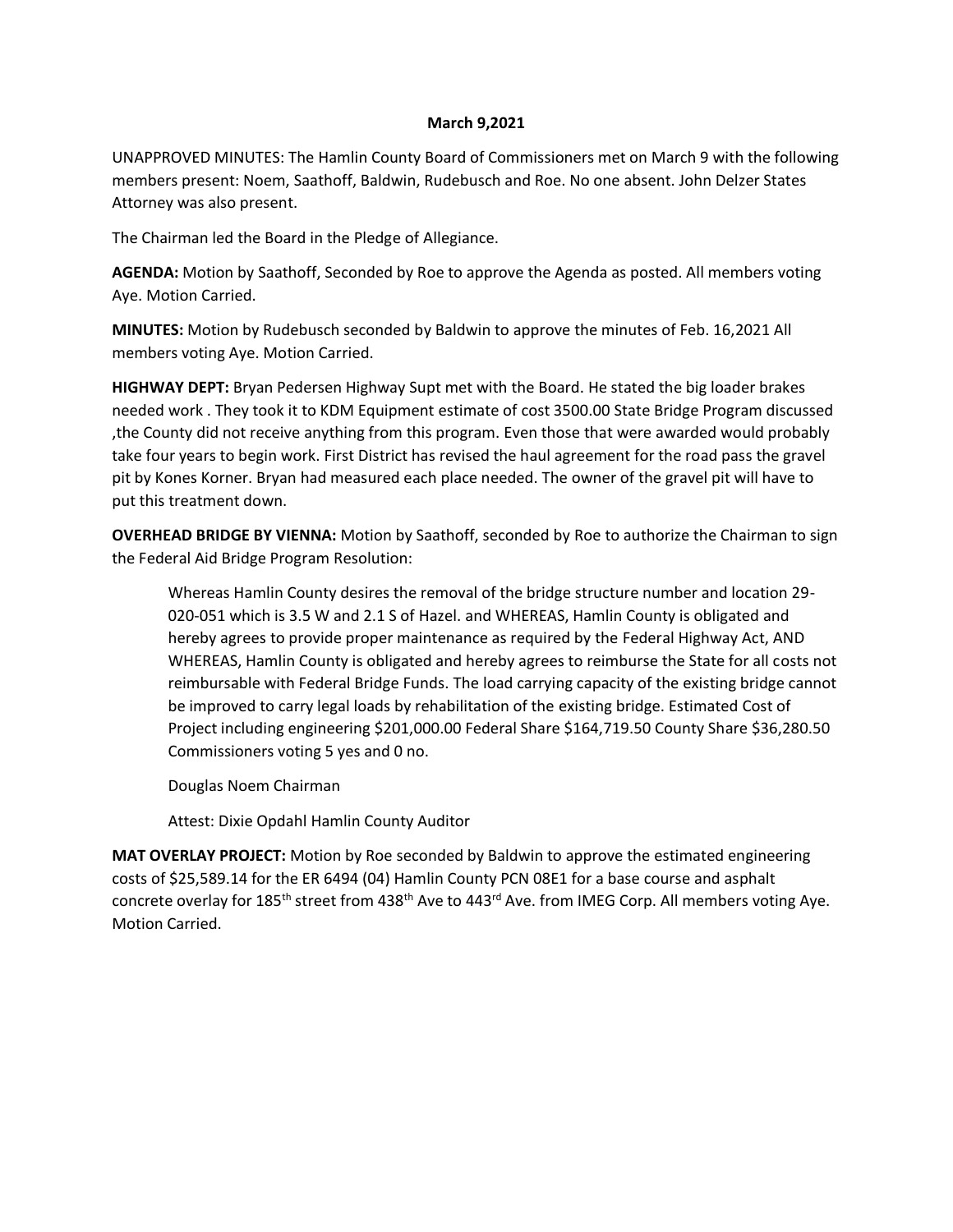**March 9,2021**

UNAPPROVED MINUTES: The Hamlin County Board of Commissioners met on March 9 with the following members present: Noem, Saathoff, Baldwin, Rudebusch and Roe. No one absent. John Delzer States Attorney was also present.

The Chairman led the Board in the Pledge of Allegiance.

**AGENDA:** Motion by Saathoff, Seconded by Roe to approve the Agenda as posted. All members voting Aye. Motion Carried.

**MINUTES:** Motion by Rudebusch seconded by Baldwin to approve the minutes of Feb. 16,2021 All members voting Aye. Motion Carried.

**HIGHWAY DEPT:** Bryan Pedersen Highway Supt met with the Board. He stated the big loader brakes needed work . They took it to KDM Equipment estimate of cost 3500.00 State Bridge Program discussed ,the County did not receive anything from this program. Even those that were awarded would probably take four years to begin work. First District has revised the haul agreement for the road pass the gravel pit by Kones Korner. Bryan had measured each place needed. The owner of the gravel pit will have to put this treatment down.

**OVERHEAD BRIDGE BY VIENNA:** Motion by Saathoff, seconded by Roe to authorize the Chairman to sign the Federal Aid Bridge Program Resolution:

> Whereas Hamlin County desires the removal of the bridge structure number and location 29-020-051 which is 3.5 W and 2.1 S of Hazel. and WHEREAS, Hamlin County is obligated and hereby agrees to provide proper maintenance as required by the Federal Highway Act, AND WHEREAS, Hamlin County is obligated and hereby agrees to reimburse the State for all costs not reimbursable with Federal Bridge Funds. The load carrying capacity of the existing bridge cannot be improved to carry legal loads by rehabilitation of the existing bridge. Estimated Cost of Project including engineering $201,000.00 Federal Share $164,719.50 County Share $36,280.50 Commissioners voting 5 yes and 0 no.
>
> Douglas Noem Chairman
>
> Attest: Dixie Opdahl Hamlin County Auditor

**MAT OVERLAY PROJECT:** Motion by Roe seconded by Baldwin to approve the estimated engineering costs of $25,589.14 for the ER 6494 (04) Hamlin County PCN 08E1 for a base course and asphalt concrete overlay for 185th street from 438th Ave to 443rd Ave. from IMEG Corp. All members voting Aye. Motion Carried.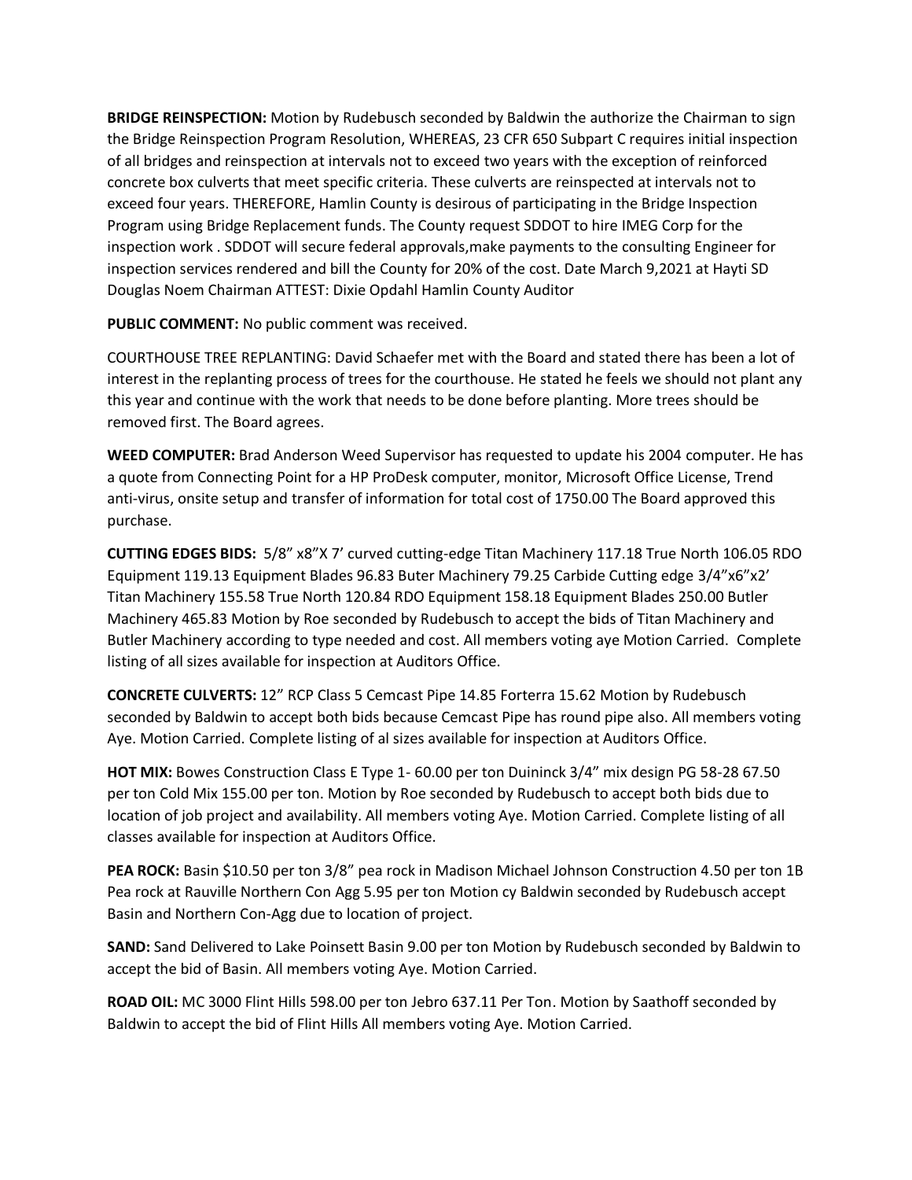**BRIDGE REINSPECTION:** Motion by Rudebusch seconded by Baldwin the authorize the Chairman to sign the Bridge Reinspection Program Resolution, WHEREAS, 23 CFR 650 Subpart C requires initial inspection of all bridges and reinspection at intervals not to exceed two years with the exception of reinforced concrete box culverts that meet specific criteria. These culverts are reinspected at intervals not to exceed four years. THEREFORE, Hamlin County is desirous of participating in the Bridge Inspection Program using Bridge Replacement funds. The County request SDDOT to hire IMEG Corp for the inspection work . SDDOT will secure federal approvals,make payments to the consulting Engineer for inspection services rendered and bill the County for 20% of the cost. Date March 9,2021 at Hayti SD Douglas Noem Chairman ATTEST: Dixie Opdahl Hamlin County Auditor

**PUBLIC COMMENT:** No public comment was received.

COURTHOUSE TREE REPLANTING: David Schaefer met with the Board and stated there has been a lot of interest in the replanting process of trees for the courthouse. He stated he feels we should not plant any this year and continue with the work that needs to be done before planting. More trees should be removed first. The Board agrees.

**WEED COMPUTER:** Brad Anderson Weed Supervisor has requested to update his 2004 computer. He has a quote from Connecting Point for a HP ProDesk computer, monitor, Microsoft Office License, Trend anti-virus, onsite setup and transfer of information for total cost of 1750.00 The Board approved this purchase.

**CUTTING EDGES BIDS:** 5/8" x8"X 7' curved cutting-edge Titan Machinery 117.18 True North 106.05 RDO Equipment 119.13 Equipment Blades 96.83 Buter Machinery 79.25 Carbide Cutting edge 3/4"x6"x2' Titan Machinery 155.58 True North 120.84 RDO Equipment 158.18 Equipment Blades 250.00 Butler Machinery 465.83 Motion by Roe seconded by Rudebusch to accept the bids of Titan Machinery and Butler Machinery according to type needed and cost. All members voting aye Motion Carried. Complete listing of all sizes available for inspection at Auditors Office.

**CONCRETE CULVERTS:** 12" RCP Class 5 Cemcast Pipe 14.85 Forterra 15.62 Motion by Rudebusch seconded by Baldwin to accept both bids because Cemcast Pipe has round pipe also. All members voting Aye. Motion Carried. Complete listing of al sizes available for inspection at Auditors Office.

**HOT MIX:** Bowes Construction Class E Type 1- 60.00 per ton Duininck 3/4" mix design PG 58-28 67.50 per ton Cold Mix 155.00 per ton. Motion by Roe seconded by Rudebusch to accept both bids due to location of job project and availability. All members voting Aye. Motion Carried. Complete listing of all classes available for inspection at Auditors Office.

**PEA ROCK:** Basin $10.50 per ton 3/8" pea rock in Madison Michael Johnson Construction 4.50 per ton 1B Pea rock at Rauville Northern Con Agg 5.95 per ton Motion cy Baldwin seconded by Rudebusch accept Basin and Northern Con-Agg due to location of project.

**SAND:** Sand Delivered to Lake Poinsett Basin 9.00 per ton Motion by Rudebusch seconded by Baldwin to accept the bid of Basin. All members voting Aye. Motion Carried.

**ROAD OIL:** MC 3000 Flint Hills 598.00 per ton Jebro 637.11 Per Ton. Motion by Saathoff seconded by Baldwin to accept the bid of Flint Hills All members voting Aye. Motion Carried.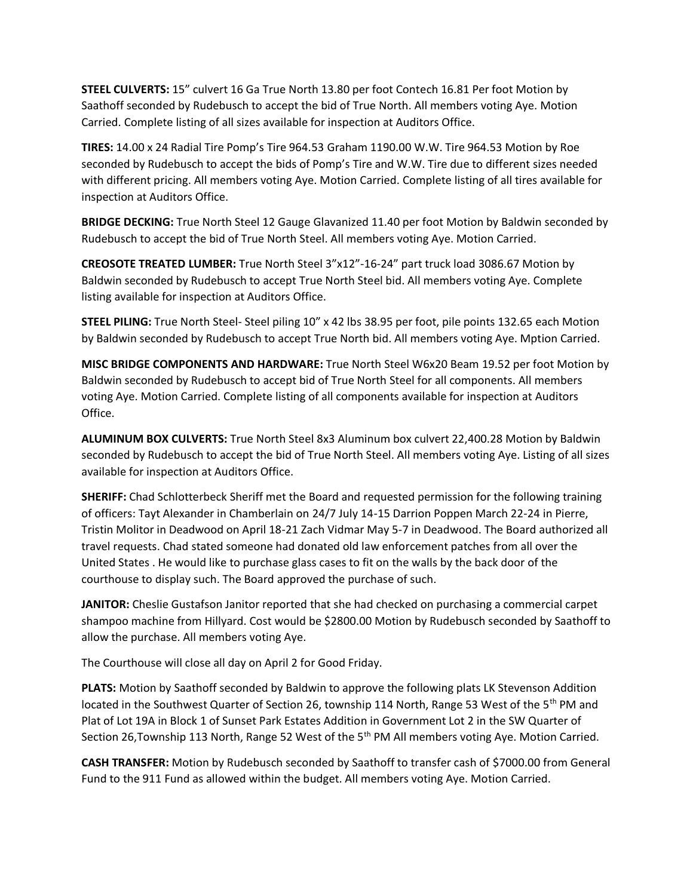**STEEL CULVERTS:** 15" culvert 16 Ga True North 13.80 per foot Contech 16.81 Per foot Motion by Saathoff seconded by Rudebusch to accept the bid of True North. All members voting Aye. Motion Carried. Complete listing of all sizes available for inspection at Auditors Office.

**TIRES:** 14.00 x 24 Radial Tire Pomp's Tire 964.53 Graham 1190.00 W.W. Tire 964.53 Motion by Roe seconded by Rudebusch to accept the bids of Pomp's Tire and W.W. Tire due to different sizes needed with different pricing. All members voting Aye. Motion Carried. Complete listing of all tires available for inspection at Auditors Office.

**BRIDGE DECKING:** True North Steel 12 Gauge Glavanized 11.40 per foot Motion by Baldwin seconded by Rudebusch to accept the bid of True North Steel. All members voting Aye. Motion Carried.

**CREOSOTE TREATED LUMBER:** True North Steel 3"x12"-16-24" part truck load 3086.67 Motion by Baldwin seconded by Rudebusch to accept True North Steel bid. All members voting Aye. Complete listing available for inspection at Auditors Office.

**STEEL PILING:** True North Steel- Steel piling 10" x 42 lbs 38.95 per foot, pile points 132.65 each Motion by Baldwin seconded by Rudebusch to accept True North bid. All members voting Aye. Mption Carried.

**MISC BRIDGE COMPONENTS AND HARDWARE:** True North Steel W6x20 Beam 19.52 per foot Motion by Baldwin seconded by Rudebusch to accept bid of True North Steel for all components. All members voting Aye. Motion Carried. Complete listing of all components available for inspection at Auditors Office.

**ALUMINUM BOX CULVERTS:** True North Steel 8x3 Aluminum box culvert 22,400.28 Motion by Baldwin seconded by Rudebusch to accept the bid of True North Steel. All members voting Aye. Listing of all sizes available for inspection at Auditors Office.

**SHERIFF:** Chad Schlotterbeck Sheriff met the Board and requested permission for the following training of officers: Tayt Alexander in Chamberlain on 24/7 July 14-15 Darrion Poppen March 22-24 in Pierre, Tristin Molitor in Deadwood on April 18-21 Zach Vidmar May 5-7 in Deadwood. The Board authorized all travel requests. Chad stated someone had donated old law enforcement patches from all over the United States . He would like to purchase glass cases to fit on the walls by the back door of the courthouse to display such. The Board approved the purchase of such.

**JANITOR:** Cheslie Gustafson Janitor reported that she had checked on purchasing a commercial carpet shampoo machine from Hillyard. Cost would be $2800.00 Motion by Rudebusch seconded by Saathoff to allow the purchase. All members voting Aye.

The Courthouse will close all day on April 2 for Good Friday.

**PLATS:** Motion by Saathoff seconded by Baldwin to approve the following plats LK Stevenson Addition located in the Southwest Quarter of Section 26, township 114 North, Range 53 West of the 5th PM and Plat of Lot 19A in Block 1 of Sunset Park Estates Addition in Government Lot 2 in the SW Quarter of Section 26,Township 113 North, Range 52 West of the 5th PM All members voting Aye. Motion Carried.

**CASH TRANSFER:** Motion by Rudebusch seconded by Saathoff to transfer cash of $7000.00 from General Fund to the 911 Fund as allowed within the budget. All members voting Aye. Motion Carried.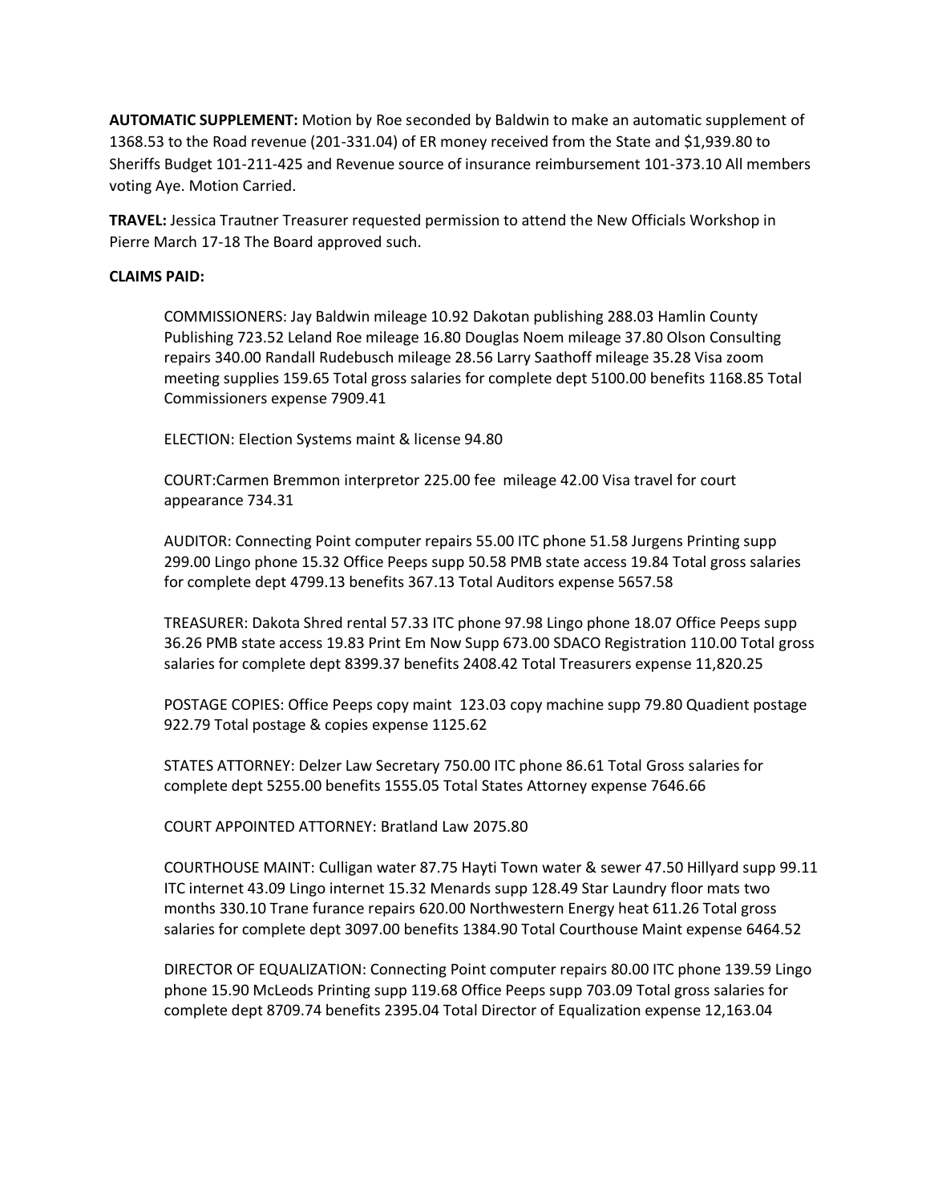**AUTOMATIC SUPPLEMENT:** Motion by Roe seconded by Baldwin to make an automatic supplement of 1368.53 to the Road revenue (201-331.04) of ER money received from the State and $1,939.80 to Sheriffs Budget 101-211-425 and Revenue source of insurance reimbursement 101-373.10 All members voting Aye. Motion Carried.

**TRAVEL:** Jessica Trautner Treasurer requested permission to attend the New Officials Workshop in Pierre March 17-18 The Board approved such.

**CLAIMS PAID:**

COMMISSIONERS: Jay Baldwin mileage 10.92 Dakotan publishing 288.03 Hamlin County Publishing 723.52 Leland Roe mileage 16.80 Douglas Noem mileage 37.80 Olson Consulting repairs 340.00 Randall Rudebusch mileage 28.56 Larry Saathoff mileage 35.28 Visa zoom meeting supplies 159.65 Total gross salaries for complete dept 5100.00 benefits 1168.85 Total Commissioners expense 7909.41

ELECTION: Election Systems maint & license 94.80

COURT:Carmen Bremmon interpretor 225.00 fee mileage 42.00 Visa travel for court appearance 734.31

AUDITOR: Connecting Point computer repairs 55.00 ITC phone 51.58 Jurgens Printing supp 299.00 Lingo phone 15.32 Office Peeps supp 50.58 PMB state access 19.84 Total gross salaries for complete dept 4799.13 benefits 367.13 Total Auditors expense 5657.58

TREASURER: Dakota Shred rental 57.33 ITC phone 97.98 Lingo phone 18.07 Office Peeps supp 36.26 PMB state access 19.83 Print Em Now Supp 673.00 SDACO Registration 110.00 Total gross salaries for complete dept 8399.37 benefits 2408.42 Total Treasurers expense 11,820.25

POSTAGE COPIES: Office Peeps copy maint 123.03 copy machine supp 79.80 Quadient postage 922.79 Total postage & copies expense 1125.62

STATES ATTORNEY: Delzer Law Secretary 750.00 ITC phone 86.61 Total Gross salaries for complete dept 5255.00 benefits 1555.05 Total States Attorney expense 7646.66

COURT APPOINTED ATTORNEY: Bratland Law 2075.80

COURTHOUSE MAINT: Culligan water 87.75 Hayti Town water & sewer 47.50 Hillyard supp 99.11 ITC internet 43.09 Lingo internet 15.32 Menards supp 128.49 Star Laundry floor mats two months 330.10 Trane furance repairs 620.00 Northwestern Energy heat 611.26 Total gross salaries for complete dept 3097.00 benefits 1384.90 Total Courthouse Maint expense 6464.52

DIRECTOR OF EQUALIZATION: Connecting Point computer repairs 80.00 ITC phone 139.59 Lingo phone 15.90 McLeods Printing supp 119.68 Office Peeps supp 703.09 Total gross salaries for complete dept 8709.74 benefits 2395.04 Total Director of Equalization expense 12,163.04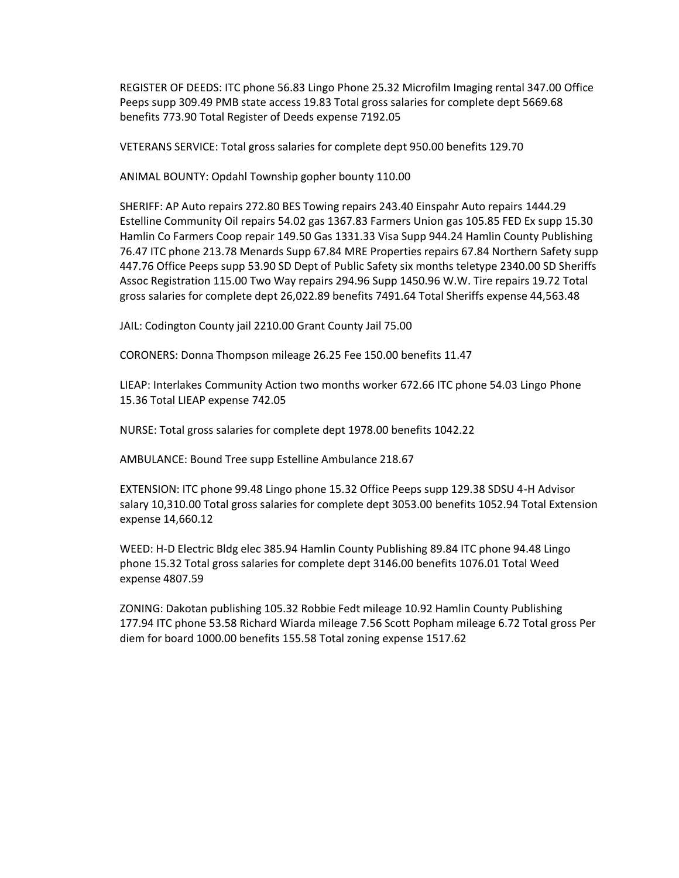REGISTER OF DEEDS: ITC phone 56.83 Lingo Phone 25.32 Microfilm Imaging rental 347.00 Office Peeps supp 309.49 PMB state access 19.83 Total gross salaries for complete dept 5669.68 benefits 773.90 Total Register of Deeds expense 7192.05

VETERANS SERVICE: Total gross salaries for complete dept 950.00 benefits 129.70

ANIMAL BOUNTY: Opdahl Township gopher bounty 110.00

SHERIFF: AP Auto repairs 272.80 BES Towing repairs 243.40 Einspahr Auto repairs 1444.29 Estelline Community Oil repairs 54.02 gas 1367.83 Farmers Union gas 105.85 FED Ex supp 15.30 Hamlin Co Farmers Coop repair 149.50 Gas 1331.33 Visa Supp 944.24 Hamlin County Publishing 76.47 ITC phone 213.78 Menards Supp 67.84 MRE Properties repairs 67.84 Northern Safety supp 447.76 Office Peeps supp 53.90 SD Dept of Public Safety six months teletype 2340.00 SD Sheriffs Assoc Registration 115.00 Two Way repairs 294.96 Supp 1450.96 W.W. Tire repairs 19.72 Total gross salaries for complete dept 26,022.89 benefits 7491.64 Total Sheriffs expense 44,563.48

JAIL: Codington County jail 2210.00 Grant County Jail 75.00

CORONERS: Donna Thompson mileage 26.25 Fee 150.00 benefits 11.47

LIEAP: Interlakes Community Action two months worker 672.66 ITC phone 54.03 Lingo Phone 15.36 Total LIEAP expense 742.05

NURSE: Total gross salaries for complete dept 1978.00 benefits 1042.22

AMBULANCE: Bound Tree supp Estelline Ambulance 218.67

EXTENSION: ITC phone 99.48 Lingo phone 15.32 Office Peeps supp 129.38 SDSU 4-H Advisor salary 10,310.00 Total gross salaries for complete dept 3053.00 benefits 1052.94 Total Extension expense 14,660.12

WEED: H-D Electric Bldg elec 385.94 Hamlin County Publishing 89.84 ITC phone 94.48 Lingo phone 15.32 Total gross salaries for complete dept 3146.00 benefits 1076.01 Total Weed expense 4807.59

ZONING: Dakotan publishing 105.32 Robbie Fedt mileage 10.92 Hamlin County Publishing 177.94 ITC phone 53.58 Richard Wiarda mileage 7.56 Scott Popham mileage 6.72 Total gross Per diem for board 1000.00 benefits 155.58 Total zoning expense 1517.62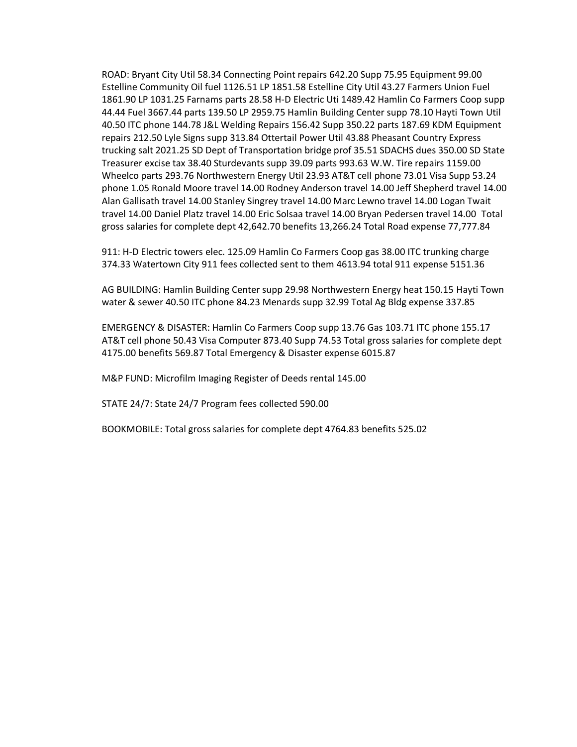ROAD: Bryant City Util 58.34 Connecting Point repairs 642.20 Supp 75.95 Equipment 99.00 Estelline Community Oil fuel 1126.51 LP 1851.58 Estelline City Util 43.27 Farmers Union Fuel 1861.90 LP 1031.25 Farnams parts 28.58 H-D Electric Uti 1489.42 Hamlin Co Farmers Coop supp 44.44 Fuel 3667.44 parts 139.50 LP 2959.75 Hamlin Building Center supp 78.10 Hayti Town Util 40.50 ITC phone 144.78 J&L Welding Repairs 156.42 Supp 350.22 parts 187.69 KDM Equipment repairs 212.50 Lyle Signs supp 313.84 Ottertail Power Util 43.88 Pheasant Country Express trucking salt 2021.25 SD Dept of Transportation bridge prof 35.51 SDACHS dues 350.00 SD State Treasurer excise tax 38.40 Sturdevants supp 39.09 parts 993.63 W.W. Tire repairs 1159.00 Wheelco parts 293.76 Northwestern Energy Util 23.93 AT&T cell phone 73.01 Visa Supp 53.24 phone 1.05 Ronald Moore travel 14.00 Rodney Anderson travel 14.00 Jeff Shepherd travel 14.00 Alan Gallisath travel 14.00 Stanley Singrey travel 14.00 Marc Lewno travel 14.00 Logan Twait travel 14.00 Daniel Platz travel 14.00 Eric Solsaa travel 14.00 Bryan Pedersen travel 14.00 Total gross salaries for complete dept 42,642.70 benefits 13,266.24 Total Road expense 77,777.84

911: H-D Electric towers elec. 125.09 Hamlin Co Farmers Coop gas 38.00 ITC trunking charge 374.33 Watertown City 911 fees collected sent to them 4613.94 total 911 expense 5151.36

AG BUILDING: Hamlin Building Center supp 29.98 Northwestern Energy heat 150.15 Hayti Town water & sewer 40.50 ITC phone 84.23 Menards supp 32.99 Total Ag Bldg expense 337.85

EMERGENCY & DISASTER: Hamlin Co Farmers Coop supp 13.76 Gas 103.71 ITC phone 155.17 AT&T cell phone 50.43 Visa Computer 873.40 Supp 74.53 Total gross salaries for complete dept 4175.00 benefits 569.87 Total Emergency & Disaster expense 6015.87

M&P FUND: Microfilm Imaging Register of Deeds rental 145.00

STATE 24/7: State 24/7 Program fees collected 590.00

BOOKMOBILE: Total gross salaries for complete dept 4764.83 benefits 525.02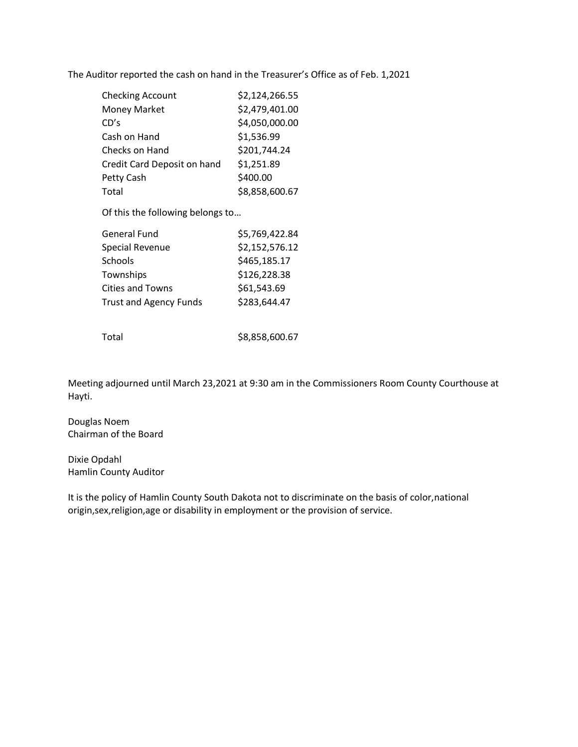The Auditor reported the cash on hand in the Treasurer's Office as of Feb. 1,2021

| | |
|---|---|
| Checking Account | $2,124,266.55 |
| Money Market | $2,479,401.00 |
| CD's | $4,050,000.00 |
| Cash on Hand | $1,536.99 |
| Checks on Hand | $201,744.24 |
| Credit Card Deposit on hand | $1,251.89 |
| Petty Cash | $400.00 |
| Total | $8,858,600.67 |

Of this the following belongs to…

| | |
|---|---|
| General Fund | $5,769,422.84 |
| Special Revenue | $2,152,576.12 |
| Schools | $465,185.17 |
| Townships | $126,228.38 |
| Cities and Towns | $61,543.69 |
| Trust and Agency Funds | $283,644.47 |
| Total | $8,858,600.67 |

Meeting adjourned until March 23,2021 at 9:30 am in the Commissioners Room County Courthouse at Hayti.

Douglas Noem
Chairman of the Board

Dixie Opdahl
Hamlin County Auditor

It is the policy of Hamlin County South Dakota not to discriminate on the basis of color,national origin,sex,religion,age or disability in employment or the provision of service.